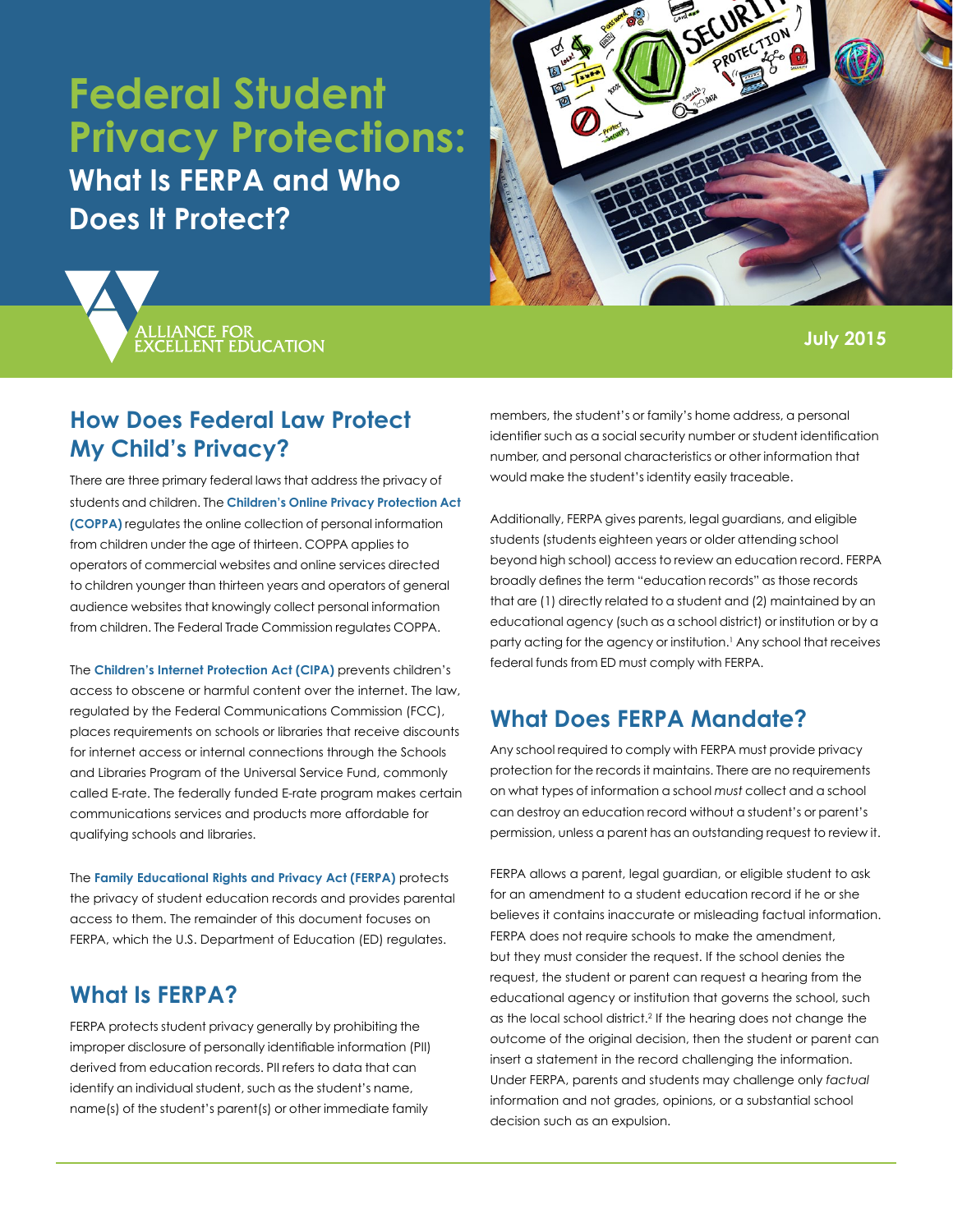# Federal Student Privacy Protections:

## What Is FERPA and Who Does It Protect?

ALLIANCE FOR EXCELLENT EDUCATION

July 2015

## How Does Federal Law Protect My Child's Privacy?

There are three primary federal laws that address the privacy of students and children. The **Children's Online Privacy Protection Act (COPPA)** regulates the online collection of personal information from children under the age of thirteen. COPPA applies to operators of commercial websites and online services directed to children younger than thirteen years and operators of general audience websites that knowingly collect personal information from children. The Federal Trade Commission regulates COPPA.

The **Children's Internet Protection Act (CIPA)** prevents children's access to obscene or harmful content over the internet. The law, regulated by the Federal Communications Commission (FCC), places requirements on schools or libraries that receive discounts for internet access or internal connections through the Schools and Libraries Program of the Universal Service Fund, commonly called E-rate. The federally funded E-rate program makes certain communications services and products more affordable for qualifying schools and libraries.

The **Family Educational Rights and Privacy Act (FERPA)** protects the privacy of student education records and provides parental access to them. The remainder of this document focuses on FERPA, which the U.S. Department of Education (ED) regulates.

## What Is FERPA?

FERPA protects student privacy generally by prohibiting the improper disclosure of personally identifiable information (PII) derived from education records. PII refers to data that can identify an individual student, such as the student's name, name(s) of the student's parent(s) or other immediate family members, the student's or family's home address, a personal identifier such as a social security number or student identification number, and personal characteristics or other information that would make the student's identity easily traceable.

Additionally, FERPA gives parents, legal guardians, and eligible students (students eighteen years or older attending school beyond high school) access to review an education record. FERPA broadly defines the term "education records" as those records that are (1) directly related to a student and (2) maintained by an educational agency (such as a school district) or institution or by a party acting for the agency or institution.[1] Any school that receives federal funds from ED must comply with FERPA.

## What Does FERPA Mandate?

Any school required to comply with FERPA must provide privacy protection for the records it maintains. There are no requirements on what types of information a school *must* collect and a school can destroy an education record without a student's or parent's permission, unless a parent has an outstanding request to review it.

FERPA allows a parent, legal guardian, or eligible student to ask for an amendment to a student education record if he or she believes it contains inaccurate or misleading factual information. FERPA does not require schools to make the amendment, but they must consider the request. If the school denies the request, the student or parent can request a hearing from the educational agency or institution that governs the school, such as the local school district.[2] If the hearing does not change the outcome of the original decision, then the student or parent can insert a statement in the record challenging the information. Under FERPA, parents and students may challenge only *factual* information and not grades, opinions, or a substantial school decision such as an expulsion.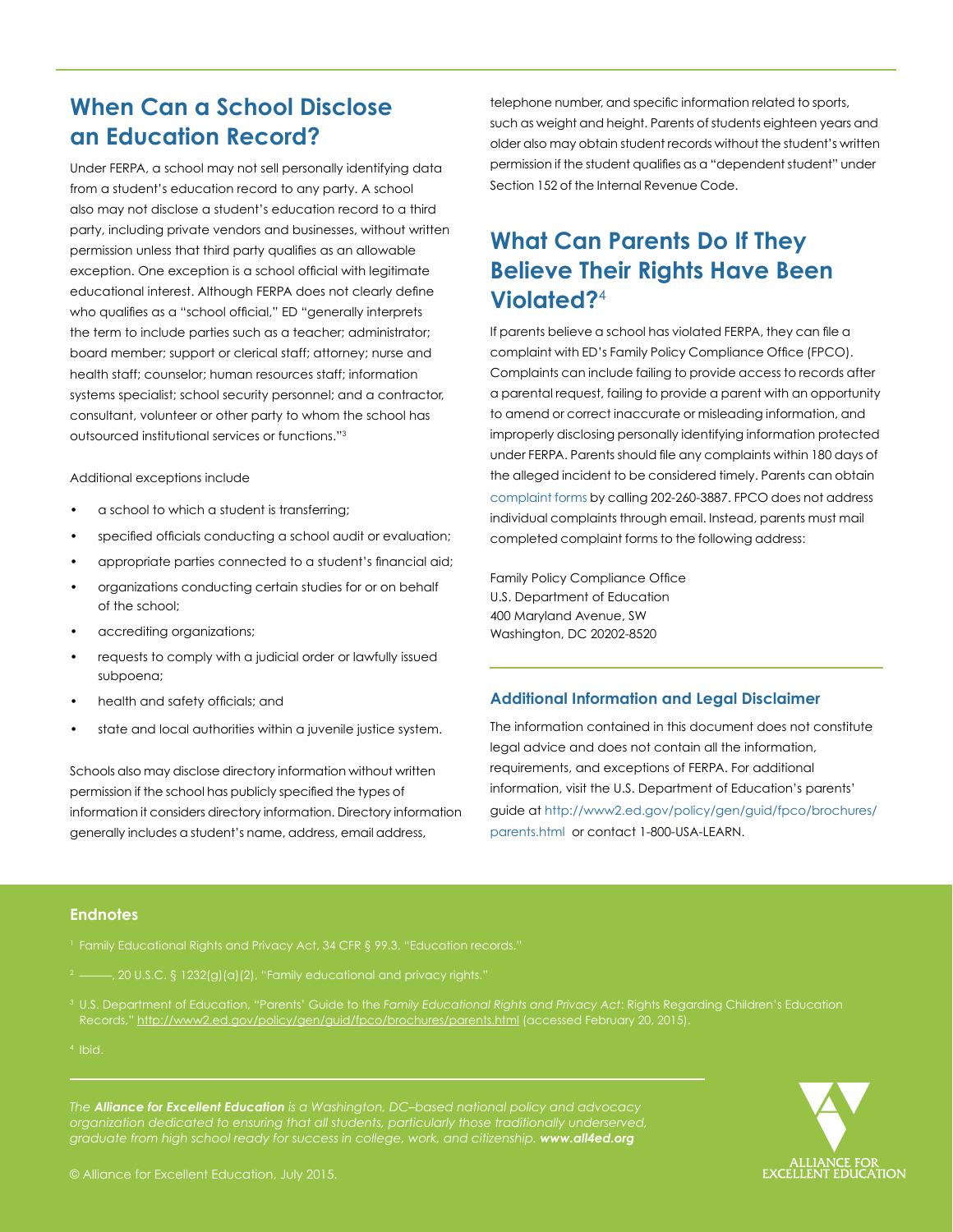## When Can a School Disclose an Education Record?

Under FERPA, a school may not sell personally identifying data from a student's education record to any party. A school also may not disclose a student's education record to a third party, including private vendors and businesses, without written permission unless that third party qualifies as an allowable exception. One exception is a school official with legitimate educational interest. Although FERPA does not clearly define who qualifies as a "school official," ED "generally interprets the term to include parties such as a teacher; administrator; board member; support or clerical staff; attorney; nurse and health staff; counselor; human resources staff; information systems specialist; school security personnel; and a contractor, consultant, volunteer or other party to whom the school has outsourced institutional services or functions."[3]

Additional exceptions include

- a school to which a student is transferring;
- specified officials conducting a school audit or evaluation;
- appropriate parties connected to a student's financial aid;
- organizations conducting certain studies for or on behalf of the school;
- accrediting organizations;
- requests to comply with a judicial order or lawfully issued subpoena;
- health and safety officials; and
- state and local authorities within a juvenile justice system.

Schools also may disclose directory information without written permission if the school has publicly specified the types of information it considers directory information. Directory information generally includes a student's name, address, email address, telephone number, and specific information related to sports, such as weight and height. Parents of students eighteen years and older also may obtain student records without the student's written permission if the student qualifies as a "dependent student" under Section 152 of the Internal Revenue Code.

## What Can Parents Do If They Believe Their Rights Have Been Violated?[4]

If parents believe a school has violated FERPA, they can file a complaint with ED's Family Policy Compliance Office (FPCO). Complaints can include failing to provide access to records after a parental request, failing to provide a parent with an opportunity to amend or correct inaccurate or misleading information, and improperly disclosing personally identifying information protected under FERPA. Parents should file any complaints within 180 days of the alleged incident to be considered timely. Parents can obtain complaint forms by calling 202-260-3887. FPCO does not address individual complaints through email. Instead, parents must mail completed complaint forms to the following address:

Family Policy Compliance Office
U.S. Department of Education
400 Maryland Avenue, SW
Washington, DC 20202-8520

### Additional Information and Legal Disclaimer

The information contained in this document does not constitute legal advice and does not contain all the information, requirements, and exceptions of FERPA. For additional information, visit the U.S. Department of Education's parents' guide at http://www2.ed.gov/policy/gen/guid/fpco/brochures/parents.html or contact 1-800-USA-LEARN.

### Endnotes

1 Family Educational Rights and Privacy Act, 34 CFR § 99.3, "Education records."

2 ———, 20 U.S.C. § 1232(g)(a)(2), "Family educational and privacy rights."

3 U.S. Department of Education, "Parents' Guide to the *Family Educational Rights and Privacy Act*: Rights Regarding Children's Education Records," http://www2.ed.gov/policy/gen/guid/fpco/brochures/parents.html (accessed February 20, 2015).

4 Ibid.

*The **Alliance for Excellent Education** is a Washington, DC–based national policy and advocacy organization dedicated to ensuring that all students, particularly those traditionally underserved, graduate from high school ready for success in college, work, and citizenship. **www.all4ed.org***

© Alliance for Excellent Education, July 2015.

ALLIANCE FOR EXCELLENT EDUCATION